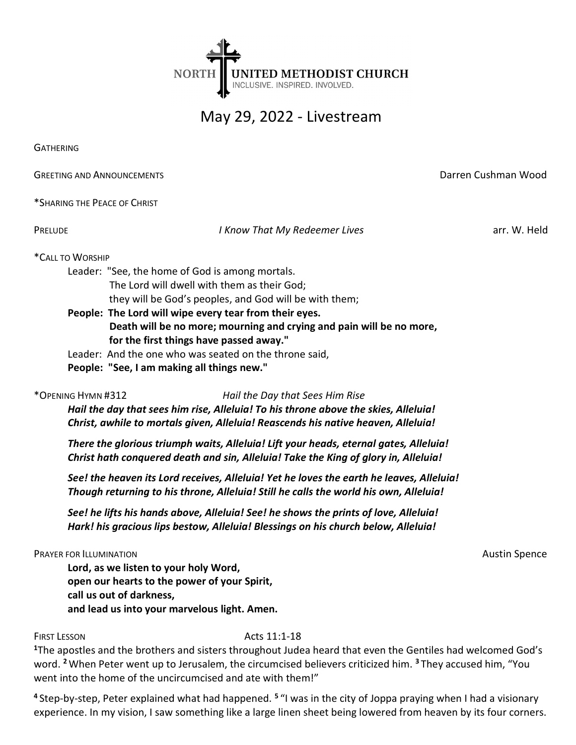NORTH UNITED METHODIST CHURCH
INCLUSIVE. INSPIRED. INVOLVED.

# May 29, 2022 - Livestream

GATHERING

GREETING AND ANNOUNCEMENTS — Darren Cushman Wood

*SHARING THE PEACE OF CHRIST

PRELUDE — *I Know That My Redeemer Lives* — arr. W. Held

*CALL TO WORSHIP

Leader: "See, the home of God is among mortals.
The Lord will dwell with them as their God;
they will be God's peoples, and God will be with them;

**People: The Lord will wipe every tear from their eyes.
Death will be no more; mourning and crying and pain will be no more,
for the first things have passed away."**

Leader: And the one who was seated on the throne said,

**People: "See, I am making all things new."**

*OPENING HYMN #312 — *Hail the Day that Sees Him Rise*

***Hail the day that sees him rise, Alleluia! To his throne above the skies, Alleluia!
Christ, awhile to mortals given, Alleluia! Reascends his native heaven, Alleluia!***

***There the glorious triumph waits, Alleluia! Lift your heads, eternal gates, Alleluia!
Christ hath conquered death and sin, Alleluia! Take the King of glory in, Alleluia!***

***See! the heaven its Lord receives, Alleluia! Yet he loves the earth he leaves, Alleluia!
Though returning to his throne, Alleluia! Still he calls the world his own, Alleluia!***

***See! he lifts his hands above, Alleluia! See! he shows the prints of love, Alleluia!
Hark! his gracious lips bestow, Alleluia! Blessings on his church below, Alleluia!***

PRAYER FOR ILLUMINATION — Austin Spence

**Lord, as we listen to your holy Word,
open our hearts to the power of your Spirit,
call us out of darkness,
and lead us into your marvelous light. Amen.**

FIRST LESSON — Acts 11:1-18

[1]The apostles and the brothers and sisters throughout Judea heard that even the Gentiles had welcomed God's word. [2] When Peter went up to Jerusalem, the circumcised believers criticized him. [3] They accused him, "You went into the home of the uncircumcised and ate with them!"

[4] Step-by-step, Peter explained what had happened. [5] "I was in the city of Joppa praying when I had a visionary experience. In my vision, I saw something like a large linen sheet being lowered from heaven by its four corners.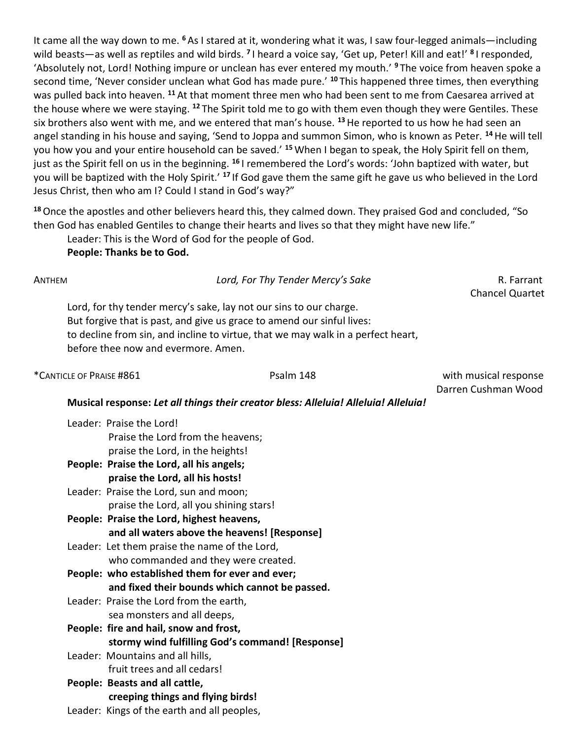It came all the way down to me. [6] As I stared at it, wondering what it was, I saw four-legged animals—including wild beasts—as well as reptiles and wild birds. [7] I heard a voice say, 'Get up, Peter! Kill and eat!' [8] I responded, 'Absolutely not, Lord! Nothing impure or unclean has ever entered my mouth.' [9] The voice from heaven spoke a second time, 'Never consider unclean what God has made pure.' [10] This happened three times, then everything was pulled back into heaven. [11] At that moment three men who had been sent to me from Caesarea arrived at the house where we were staying. [12] The Spirit told me to go with them even though they were Gentiles. These six brothers also went with me, and we entered that man's house. [13] He reported to us how he had seen an angel standing in his house and saying, 'Send to Joppa and summon Simon, who is known as Peter. [14] He will tell you how you and your entire household can be saved.' [15] When I began to speak, the Holy Spirit fell on them, just as the Spirit fell on us in the beginning. [16] I remembered the Lord's words: 'John baptized with water, but you will be baptized with the Holy Spirit.' [17] If God gave them the same gift he gave us who believed in the Lord Jesus Christ, then who am I? Could I stand in God's way?"

[18] Once the apostles and other believers heard this, they calmed down. They praised God and concluded, "So then God has enabled Gentiles to change their hearts and lives so that they might have new life."

Leader: This is the Word of God for the people of God.
**People: Thanks be to God.**

ANTHEM — *Lord, For Thy Tender Mercy's Sake* — R. Farrant
Chancel Quartet

Lord, for thy tender mercy's sake, lay not our sins to our charge.
But forgive that is past, and give us grace to amend our sinful lives:
to decline from sin, and incline to virtue, that we may walk in a perfect heart,
before thee now and evermore. Amen.

*CANTICLE OF PRAISE #861 — Psalm 148 — with musical response
Darren Cushman Wood

**Musical response: *Let all things their creator bless: Alleluia! Alleluia! Alleluia!***

Leader: Praise the Lord!
Praise the Lord from the heavens;
praise the Lord, in the heights!
**People: Praise the Lord, all his angels;
praise the Lord, all his hosts!**
Leader: Praise the Lord, sun and moon;
praise the Lord, all you shining stars!
**People: Praise the Lord, highest heavens,
and all waters above the heavens! [Response]**
Leader: Let them praise the name of the Lord,
who commanded and they were created.
**People: who established them for ever and ever;
and fixed their bounds which cannot be passed.**
Leader: Praise the Lord from the earth,
sea monsters and all deeps,
**People: fire and hail, snow and frost,
stormy wind fulfilling God's command! [Response]**
Leader: Mountains and all hills,
fruit trees and all cedars!
**People: Beasts and all cattle,
creeping things and flying birds!**
Leader: Kings of the earth and all peoples,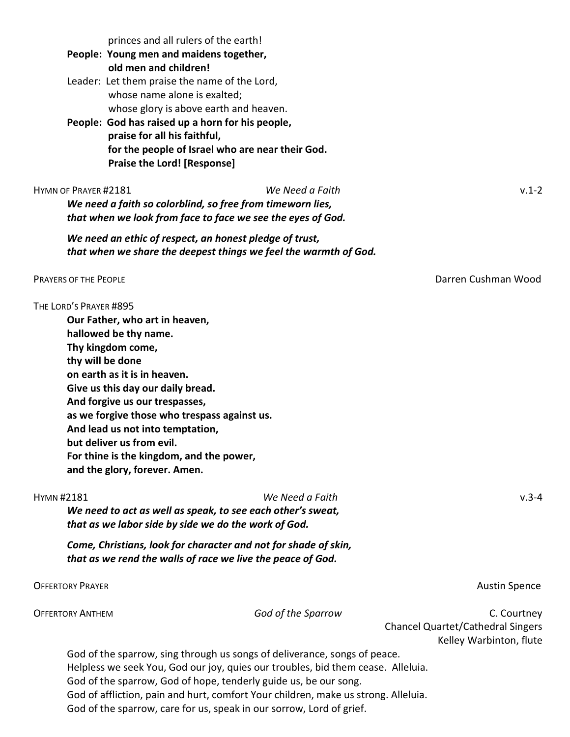princes and all rulers of the earth!

**People: Young men and maidens together,**
**old men and children!**

Leader: Let them praise the name of the Lord,
whose name alone is exalted;
whose glory is above earth and heaven.

**People: God has raised up a horn for his people,**
**praise for all his faithful,**
**for the people of Israel who are near their God.**
**Praise the Lord! [Response]**

HYMN OF PRAYER #2181 — *We Need a Faith* — v.1-2

***We need a faith so colorblind, so free from timeworn lies,***
***that when we look from face to face we see the eyes of God.***

***We need an ethic of respect, an honest pledge of trust,***
***that when we share the deepest things we feel the warmth of God.***

PRAYERS OF THE PEOPLE — Darren Cushman Wood

THE LORD'S PRAYER #895

**Our Father, who art in heaven,**
**hallowed be thy name.**
**Thy kingdom come,**
**thy will be done**
**on earth as it is in heaven.**
**Give us this day our daily bread.**
**And forgive us our trespasses,**
**as we forgive those who trespass against us.**
**And lead us not into temptation,**
**but deliver us from evil.**
**For thine is the kingdom, and the power,**
**and the glory, forever. Amen.**

HYMN #2181 — *We Need a Faith* — v.3-4

***We need to act as well as speak, to see each other's sweat,***
***that as we labor side by side we do the work of God.***

***Come, Christians, look for character and not for shade of skin,***
***that as we rend the walls of race we live the peace of God.***

OFFERTORY PRAYER — Austin Spence

OFFERTORY ANTHEM — *God of the Sparrow* — C. Courtney
Chancel Quartet/Cathedral Singers
Kelley Warbinton, flute

God of the sparrow, sing through us songs of deliverance, songs of peace.
Helpless we seek You, God our joy, quies our troubles, bid them cease. Alleluia.
God of the sparrow, God of hope, tenderly guide us, be our song.
God of affliction, pain and hurt, comfort Your children, make us strong. Alleluia.
God of the sparrow, care for us, speak in our sorrow, Lord of grief.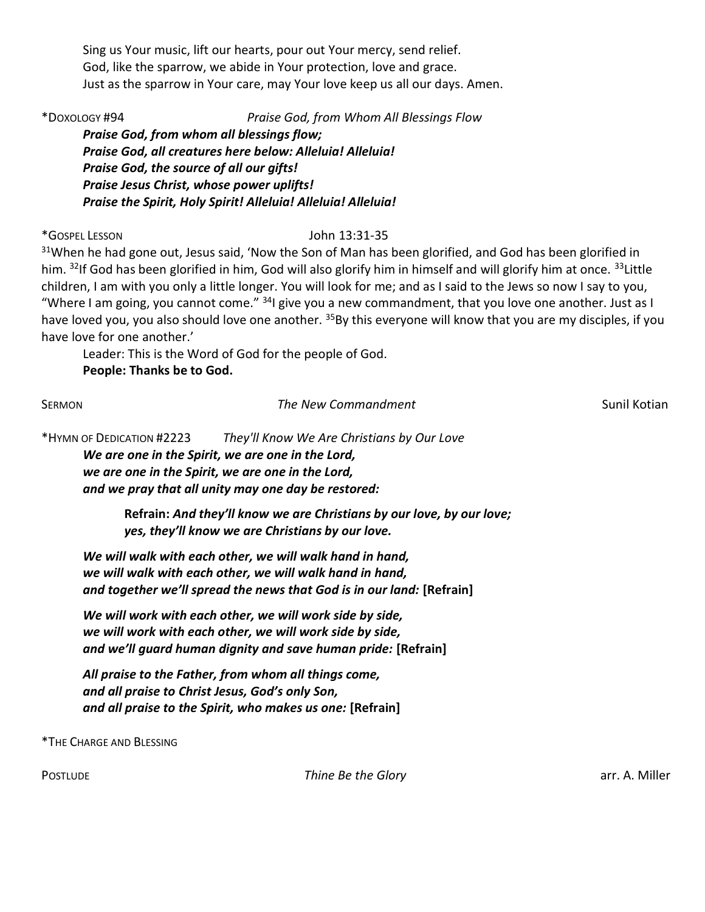Sing us Your music, lift our hearts, pour out Your mercy, send relief.
God, like the sparrow, we abide in Your protection, love and grace.
Just as the sparrow in Your care, may Your love keep us all our days. Amen.

*DOXOLOGY #94 *Praise God, from Whom All Blessings Flow*

***Praise God, from whom all blessings flow;***
***Praise God, all creatures here below: Alleluia! Alleluia!***
***Praise God, the source of all our gifts!***
***Praise Jesus Christ, whose power uplifts!***
***Praise the Spirit, Holy Spirit! Alleluia! Alleluia! Alleluia!***

*GOSPEL LESSON John 13:31-35

[31]When he had gone out, Jesus said, 'Now the Son of Man has been glorified, and God has been glorified in him. [32]If God has been glorified in him, God will also glorify him in himself and will glorify him at once. [33]Little children, I am with you only a little longer. You will look for me; and as I said to the Jews so now I say to you, "Where I am going, you cannot come." [34]I give you a new commandment, that you love one another. Just as I have loved you, you also should love one another. [35]By this everyone will know that you are my disciples, if you have love for one another.'

Leader: This is the Word of God for the people of God.
**People: Thanks be to God.**

SERMON *The New Commandment* Sunil Kotian

*HYMN OF DEDICATION #2223 *They'll Know We Are Christians by Our Love*

***We are one in the Spirit, we are one in the Lord,***
***we are one in the Spirit, we are one in the Lord,***
***and we pray that all unity may one day be restored:***

**Refrain:** ***And they'll know we are Christians by our love, by our love;***
***yes, they'll know we are Christians by our love.***

***We will walk with each other, we will walk hand in hand,***
***we will walk with each other, we will walk hand in hand,***
***and together we'll spread the news that God is in our land:*** **[Refrain]**

***We will work with each other, we will work side by side,***
***we will work with each other, we will work side by side,***
***and we'll guard human dignity and save human pride:*** **[Refrain]**

***All praise to the Father, from whom all things come,***
***and all praise to Christ Jesus, God's only Son,***
***and all praise to the Spirit, who makes us one:*** **[Refrain]**

*THE CHARGE AND BLESSING

POSTLUDE *Thine Be the Glory* arr. A. Miller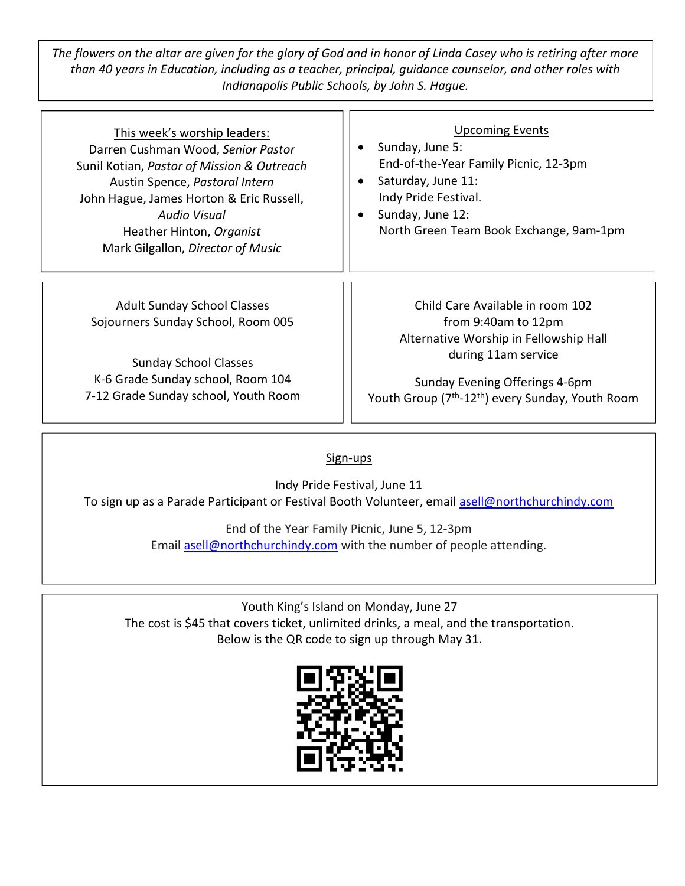*The flowers on the altar are given for the glory of God and in honor of Linda Casey who is retiring after more than 40 years in Education, including as a teacher, principal, guidance counselor, and other roles with Indianapolis Public Schools, by John S. Hague.*

This week's worship leaders:
Darren Cushman Wood, *Senior Pastor*
Sunil Kotian, *Pastor of Mission & Outreach*
Austin Spence, *Pastoral Intern*
John Hague, James Horton & Eric Russell, *Audio Visual*
Heather Hinton, *Organist*
Mark Gilgallon, *Director of Music*

Upcoming Events

- Sunday, June 5:
  End-of-the-Year Family Picnic, 12-3pm
- Saturday, June 11:
  Indy Pride Festival.
- Sunday, June 12:
  North Green Team Book Exchange, 9am-1pm

Adult Sunday School Classes
Sojourners Sunday School, Room 005

Sunday School Classes
K-6 Grade Sunday school, Room 104
7-12 Grade Sunday school, Youth Room

Child Care Available in room 102
from 9:40am to 12pm
Alternative Worship in Fellowship Hall
during 11am service

Sunday Evening Offerings 4-6pm
Youth Group (7th-12th) every Sunday, Youth Room

Sign-ups

Indy Pride Festival, June 11
To sign up as a Parade Participant or Festival Booth Volunteer, email asell@northchurchindy.com

End of the Year Family Picnic, June 5, 12-3pm
Email asell@northchurchindy.com with the number of people attending.

Youth King's Island on Monday, June 27
The cost is $45 that covers ticket, unlimited drinks, a meal, and the transportation.
Below is the QR code to sign up through May 31.